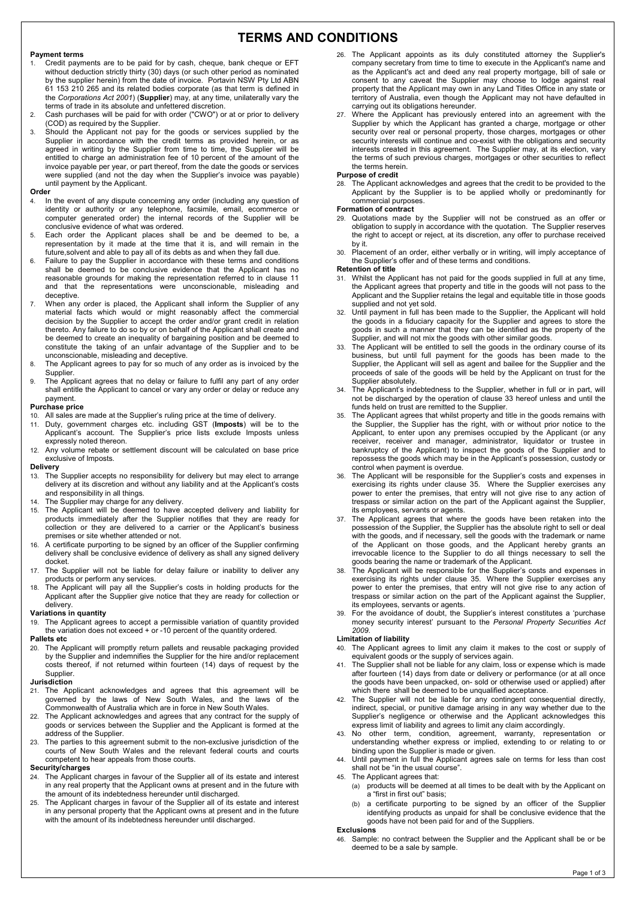# TERMS AND CONDITIONS

**Payment terms**

1. Credit payments are to be paid for by cash, cheque, bank cheque or EFT without deduction strictly thirty (30) days (or such other period as nominated by the supplier herein) from the date of invoice. Portavin NSW Pty Ltd ABN 61 153 210 265 and its related bodies corporate (as that term is defined in the *Corporations Act 2001*) (**Supplier**) may, at any time, unilaterally vary the terms of trade in its absolute and unfettered discretion.
2. Cash purchases will be paid for with order ("CWO") or at or prior to delivery (COD) as required by the Supplier.
3. Should the Applicant not pay for the goods or services supplied by the Supplier in accordance with the credit terms as provided herein, or as agreed in writing by the Supplier from time to time, the Supplier will be entitled to charge an administration fee of 10 percent of the amount of the invoice payable per year, or part thereof, from the date the goods or services were supplied (and not the day when the Supplier's invoice was payable) until payment by the Applicant.

**Order**

4. In the event of any dispute concerning any order (including any question of identity or authority or any telephone, facsimile, email, ecommerce or computer generated order) the internal records of the Supplier will be conclusive evidence of what was ordered.
5. Each order the Applicant places shall be and be deemed to be, a representation by it made at the time that it is, and will remain in the future,solvent and able to pay all of its debts as and when they fall due.
6. Failure to pay the Supplier in accordance with these terms and conditions shall be deemed to be conclusive evidence that the Applicant has no reasonable grounds for making the representation referred to in clause 11 and that the representations were unconscionable, misleading and deceptive.
7. When any order is placed, the Applicant shall inform the Supplier of any material facts which would or might reasonably affect the commercial decision by the Supplier to accept the order and/or grant credit in relation thereto. Any failure to do so by or on behalf of the Applicant shall create and be deemed to create an inequality of bargaining position and be deemed to constitute the taking of an unfair advantage of the Supplier and to be unconscionable, misleading and deceptive.
8. The Applicant agrees to pay for so much of any order as is invoiced by the Supplier.
9. The Applicant agrees that no delay or failure to fulfil any part of any order shall entitle the Applicant to cancel or vary any order or delay or reduce any payment.

**Purchase price**

10. All sales are made at the Supplier's ruling price at the time of delivery.
11. Duty, government charges etc. including GST (**Imposts**) will be to the Applicant's account. The Supplier's price lists exclude Imposts unless expressly noted thereon.
12. Any volume rebate or settlement discount will be calculated on base price exclusive of Imposts.

**Delivery**

13. The Supplier accepts no responsibility for delivery but may elect to arrange delivery at its discretion and without any liability and at the Applicant's costs and responsibility in all things.
14. The Supplier may charge for any delivery.
15. The Applicant will be deemed to have accepted delivery and liability for products immediately after the Supplier notifies that they are ready for collection or they are delivered to a carrier or the Applicant's business premises or site whether attended or not.
16. A certificate purporting to be signed by an officer of the Supplier confirming delivery shall be conclusive evidence of delivery as shall any signed delivery docket.
17. The Supplier will not be liable for delay failure or inability to deliver any products or perform any services.
18. The Applicant will pay all the Supplier's costs in holding products for the Applicant after the Supplier give notice that they are ready for collection or delivery.

**Variations in quantity**

19. The Applicant agrees to accept a permissible variation of quantity provided the variation does not exceed + or -10 percent of the quantity ordered.

**Pallets etc**

20. The Applicant will promptly return pallets and reusable packaging provided by the Supplier and indemnifies the Supplier for the hire and/or replacement costs thereof, if not returned within fourteen (14) days of request by the Supplier.

**Jurisdiction**

21. The Applicant acknowledges and agrees that this agreement will be governed by the laws of New South Wales, and the laws of the Commonwealth of Australia which are in force in New South Wales.
22. The Applicant acknowledges and agrees that any contract for the supply of goods or services between the Supplier and the Applicant is formed at the address of the Supplier.
23. The parties to this agreement submit to the non-exclusive jurisdiction of the courts of New South Wales and the relevant federal courts and courts competent to hear appeals from those courts.

**Security/charges**

24. The Applicant charges in favour of the Supplier all of its estate and interest in any real property that the Applicant owns at present and in the future with the amount of its indebtedness hereunder until discharged.
25. The Applicant charges in favour of the Supplier all of its estate and interest in any personal property that the Applicant owns at present and in the future with the amount of its indebtedness hereunder until discharged.
26. The Applicant appoints as its duly constituted attorney the Supplier's company secretary from time to time to execute in the Applicant's name and as the Applicant's act and deed any real property mortgage, bill of sale or consent to any caveat the Supplier may choose to lodge against real property that the Applicant may own in any Land Titles Office in any state or territory of Australia, even though the Applicant may not have defaulted in carrying out its obligations hereunder.
27. Where the Applicant has previously entered into an agreement with the Supplier by which the Applicant has granted a charge, mortgage or other security over real or personal property, those charges, mortgages or other security interests will continue and co-exist with the obligations and security interests created in this agreement. The Supplier may, at its election, vary the terms of such previous charges, mortgages or other securities to reflect the terms herein.

**Purpose of credit**

28. The Applicant acknowledges and agrees that the credit to be provided to the Applicant by the Supplier is to be applied wholly or predominantly for commercial purposes.

**Formation of contract**

29. Quotations made by the Supplier will not be construed as an offer or obligation to supply in accordance with the quotation. The Supplier reserves the right to accept or reject, at its discretion, any offer to purchase received by it.
30. Placement of an order, either verbally or in writing, will imply acceptance of the Supplier's offer and of these terms and conditions.

**Retention of title**

31. Whilst the Applicant has not paid for the goods supplied in full at any time, the Applicant agrees that property and title in the goods will not pass to the Applicant and the Supplier retains the legal and equitable title in those goods supplied and not yet sold.
32. Until payment in full has been made to the Supplier, the Applicant will hold the goods in a fiduciary capacity for the Supplier and agrees to store the goods in such a manner that they can be identified as the property of the Supplier, and will not mix the goods with other similar goods.
33. The Applicant will be entitled to sell the goods in the ordinary course of its business, but until full payment for the goods has been made to the Supplier, the Applicant will sell as agent and bailee for the Supplier and the proceeds of sale of the goods will be held by the Applicant on trust for the Supplier absolutely.
34. The Applicant's indebtedness to the Supplier, whether in full or in part, will not be discharged by the operation of clause 33 hereof unless and until the funds held on trust are remitted to the Supplier.
35. The Applicant agrees that whilst property and title in the goods remains with the Supplier, the Supplier has the right, with or without prior notice to the Applicant, to enter upon any premises occupied by the Applicant (or any receiver, receiver and manager, administrator, liquidator or trustee in bankruptcy of the Applicant) to inspect the goods of the Supplier and to repossess the goods which may be in the Applicant's possession, custody or control when payment is overdue.
36. The Applicant will be responsible for the Supplier's costs and expenses in exercising its rights under clause 35. Where the Supplier exercises any power to enter the premises, that entry will not give rise to any action of trespass or similar action on the part of the Applicant against the Supplier, its employees, servants or agents.
37. The Applicant agrees that where the goods have been retaken into the possession of the Supplier, the Supplier has the absolute right to sell or deal with the goods, and if necessary, sell the goods with the trademark or name of the Applicant on those goods, and the Applicant hereby grants an irrevocable licence to the Supplier to do all things necessary to sell the goods bearing the name or trademark of the Applicant.
38. The Applicant will be responsible for the Supplier's costs and expenses in exercising its rights under clause 35. Where the Supplier exercises any power to enter the premises, that entry will not give rise to any action of trespass or similar action on the part of the Applicant against the Supplier, its employees, servants or agents.
39. For the avoidance of doubt, the Supplier's interest constitutes a 'purchase money security interest' pursuant to the *Personal Property Securities Act 2009*.

**Limitation of liability**

40. The Applicant agrees to limit any claim it makes to the cost or supply of equivalent goods or the supply of services again.
41. The Supplier shall not be liable for any claim, loss or expense which is made after fourteen (14) days from date or delivery or performance (or at all once the goods have been unpacked, on- sold or otherwise used or applied) after which there shall be deemed to be unqualified acceptance.
42. The Supplier will not be liable for any contingent consequential directly, indirect, special, or punitive damage arising in any way whether due to the Supplier's negligence or otherwise and the Applicant acknowledges this express limit of liability and agrees to limit any claim accordingly.
43. No other term, condition, agreement, warranty, representation or understanding whether express or implied, extending to or relating to or binding upon the Supplier is made or given.
44. Until payment in full the Applicant agrees sale on terms for less than cost shall not be "in the usual course".
45. The Applicant agrees that:
    - (a) products will be deemed at all times to be dealt with by the Applicant on a "first in first out" basis;
    - (b) a certificate purporting to be signed by an officer of the Supplier identifying products as unpaid for shall be conclusive evidence that the goods have not been paid for and of the Suppliers.

**Exclusions**

46. Sample: no contract between the Supplier and the Applicant shall be or be deemed to be a sale by sample.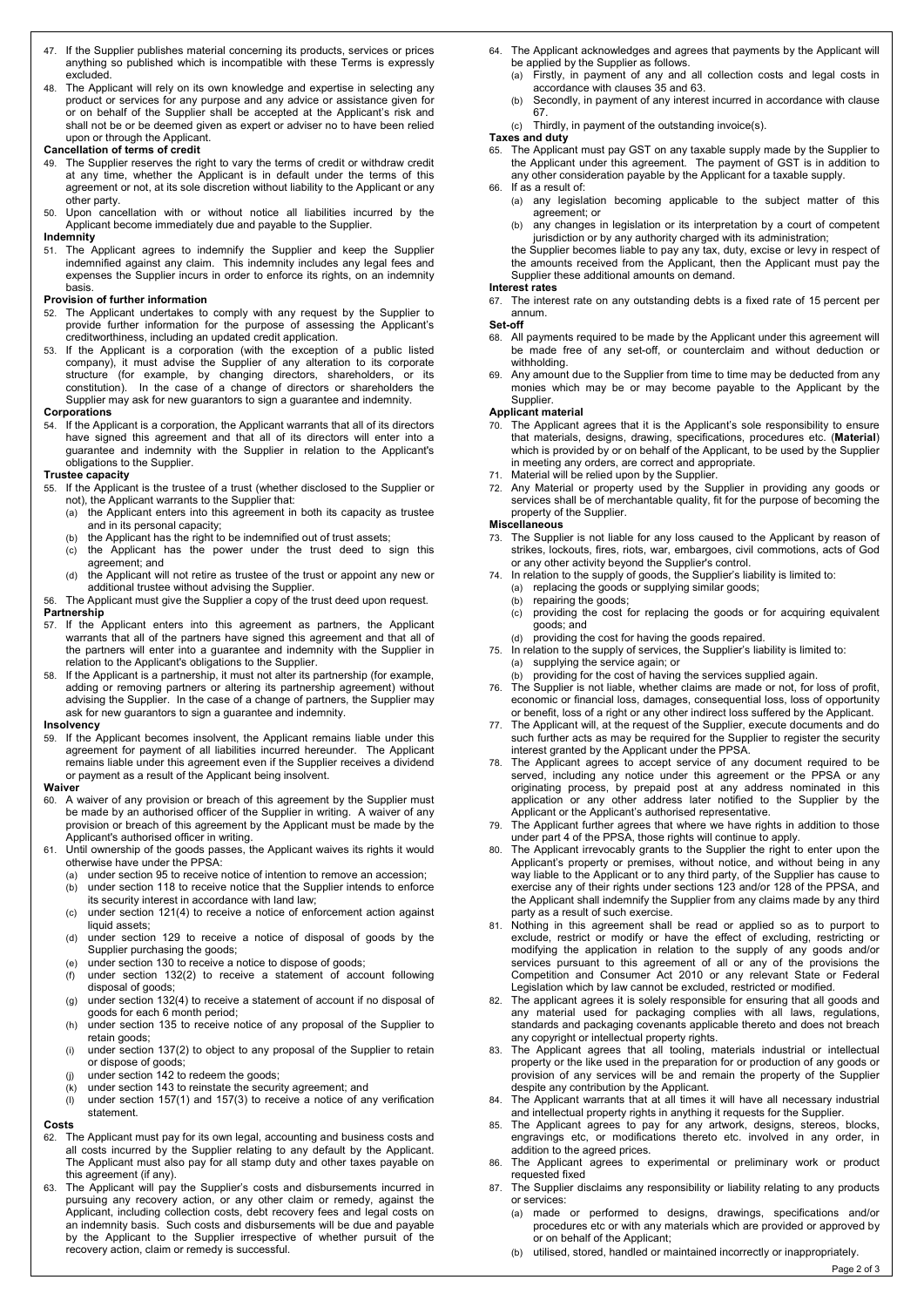47. If the Supplier publishes material concerning its products, services or prices anything so published which is incompatible with these Terms is expressly excluded.
48. The Applicant will rely on its own knowledge and expertise in selecting any product or services for any purpose and any advice or assistance given for or on behalf of the Supplier shall be accepted at the Applicant's risk and shall not be or be deemed given as expert or adviser no to have been relied upon or through the Applicant.

**Cancellation of terms of credit**

49. The Supplier reserves the right to vary the terms of credit or withdraw credit at any time, whether the Applicant is in default under the terms of this agreement or not, at its sole discretion without liability to the Applicant or any other party.
50. Upon cancellation with or without notice all liabilities incurred by the Applicant become immediately due and payable to the Supplier.

**Indemnity**

51. The Applicant agrees to indemnify the Supplier and keep the Supplier indemnified against any claim. This indemnity includes any legal fees and expenses the Supplier incurs in order to enforce its rights, on an indemnity basis.

**Provision of further information**

52. The Applicant undertakes to comply with any request by the Supplier to provide further information for the purpose of assessing the Applicant's creditworthiness, including an updated credit application.
53. If the Applicant is a corporation (with the exception of a public listed company), it must advise the Supplier of any alteration to its corporate structure (for example, by changing directors, shareholders, or its constitution). In the case of a change of directors or shareholders the Supplier may ask for new guarantors to sign a guarantee and indemnity.

**Corporations**

54. If the Applicant is a corporation, the Applicant warrants that all of its directors have signed this agreement and that all of its directors will enter into a guarantee and indemnity with the Supplier in relation to the Applicant's obligations to the Supplier.

**Trustee capacity**

55. If the Applicant is the trustee of a trust (whether disclosed to the Supplier or not), the Applicant warrants to the Supplier that:
    (a) the Applicant enters into this agreement in both its capacity as trustee and in its personal capacity;
    (b) the Applicant has the right to be indemnified out of trust assets;
    (c) the Applicant has the power under the trust deed to sign this agreement; and
    (d) the Applicant will not retire as trustee of the trust or appoint any new or additional trustee without advising the Supplier.
56. The Applicant must give the Supplier a copy of the trust deed upon request.

**Partnership**

57. If the Applicant enters into this agreement as partners, the Applicant warrants that all of the partners have signed this agreement and that all of the partners will enter into a guarantee and indemnity with the Supplier in relation to the Applicant's obligations to the Supplier.
58. If the Applicant is a partnership, it must not alter its partnership (for example, adding or removing partners or altering its partnership agreement) without advising the Supplier. In the case of a change of partners, the Supplier may ask for new guarantors to sign a guarantee and indemnity.

**Insolvency**

59. If the Applicant becomes insolvent, the Applicant remains liable under this agreement for payment of all liabilities incurred hereunder. The Applicant remains liable under this agreement even if the Supplier receives a dividend or payment as a result of the Applicant being insolvent.

**Waiver**

60. A waiver of any provision or breach of this agreement by the Supplier must be made by an authorised officer of the Supplier in writing. A waiver of any provision or breach of this agreement by the Applicant must be made by the Applicant's authorised officer in writing.
61. Until ownership of the goods passes, the Applicant waives its rights it would otherwise have under the PPSA:
    (a) under section 95 to receive notice of intention to remove an accession;
    (b) under section 118 to receive notice that the Supplier intends to enforce its security interest in accordance with land law;
    (c) under section 121(4) to receive a notice of enforcement action against liquid assets;
    (d) under section 129 to receive a notice of disposal of goods by the Supplier purchasing the goods;
    (e) under section 130 to receive a notice to dispose of goods;
    (f) under section 132(2) to receive a statement of account following disposal of goods;
    (g) under section 132(4) to receive a statement of account if no disposal of goods for each 6 month period;
    (h) under section 135 to receive notice of any proposal of the Supplier to retain goods;
    (i) under section 137(2) to object to any proposal of the Supplier to retain or dispose of goods;
    (j) under section 142 to redeem the goods;
    (k) under section 143 to reinstate the security agreement; and
    (l) under section 157(1) and 157(3) to receive a notice of any verification statement.

**Costs**

62. The Applicant must pay for its own legal, accounting and business costs and all costs incurred by the Supplier relating to any default by the Applicant. The Applicant must also pay for all stamp duty and other taxes payable on this agreement (if any).
63. The Applicant will pay the Supplier's costs and disbursements incurred in pursuing any recovery action, or any other claim or remedy, against the Applicant, including collection costs, debt recovery fees and legal costs on an indemnity basis. Such costs and disbursements will be due and payable by the Applicant to the Supplier irrespective of whether pursuit of the recovery action, claim or remedy is successful.
64. The Applicant acknowledges and agrees that payments by the Applicant will be applied by the Supplier as follows.
    (a) Firstly, in payment of any and all collection costs and legal costs in accordance with clauses 35 and 63.
    (b) Secondly, in payment of any interest incurred in accordance with clause 67.
    (c) Thirdly, in payment of the outstanding invoice(s).

**Taxes and duty**

65. The Applicant must pay GST on any taxable supply made by the Supplier to the Applicant under this agreement. The payment of GST is in addition to any other consideration payable by the Applicant for a taxable supply.
66. If as a result of:
    (a) any legislation becoming applicable to the subject matter of this agreement; or
    (b) any changes in legislation or its interpretation by a court of competent jurisdiction or by any authority charged with its administration;

    the Supplier becomes liable to pay any tax, duty, excise or levy in respect of the amounts received from the Applicant, then the Applicant must pay the Supplier these additional amounts on demand.

**Interest rates**

67. The interest rate on any outstanding debts is a fixed rate of 15 percent per annum.

**Set-off**

68. All payments required to be made by the Applicant under this agreement will be made free of any set-off, or counterclaim and without deduction or withholding.
69. Any amount due to the Supplier from time to time may be deducted from any monies which may be or may become payable to the Applicant by the Supplier.

**Applicant material**

70. The Applicant agrees that it is the Applicant's sole responsibility to ensure that materials, designs, drawing, specifications, procedures etc. (**Material**) which is provided by or on behalf of the Applicant, to be used by the Supplier in meeting any orders, are correct and appropriate.
71. Material will be relied upon by the Supplier.
72. Any Material or property used by the Supplier in providing any goods or services shall be of merchantable quality, fit for the purpose of becoming the property of the Supplier.

**Miscellaneous**

73. The Supplier is not liable for any loss caused to the Applicant by reason of strikes, lockouts, fires, riots, war, embargoes, civil commotions, acts of God or any other activity beyond the Supplier's control.
74. In relation to the supply of goods, the Supplier's liability is limited to:
    (a) replacing the goods or supplying similar goods;
    (b) repairing the goods;
    (c) providing the cost for replacing the goods or for acquiring equivalent goods; and
    (d) providing the cost for having the goods repaired.
75. In relation to the supply of services, the Supplier's liability is limited to:
    (a) supplying the service again; or
    (b) providing for the cost of having the services supplied again.
76. The Supplier is not liable, whether claims are made or not, for loss of profit, economic or financial loss, damages, consequential loss, loss of opportunity or benefit, loss of a right or any other indirect loss suffered by the Applicant.
77. The Applicant will, at the request of the Supplier, execute documents and do such further acts as may be required for the Supplier to register the security interest granted by the Applicant under the PPSA.
78. The Applicant agrees to accept service of any document required to be served, including any notice under this agreement or the PPSA or any originating process, by prepaid post at any address nominated in this application or any other address later notified to the Supplier by the Applicant or the Applicant's authorised representative.
79. The Applicant further agrees that where we have rights in addition to those under part 4 of the PPSA, those rights will continue to apply.
80. The Applicant irrevocably grants to the Supplier the right to enter upon the Applicant's property or premises, without notice, and without being in any way liable to the Applicant or to any third party, of the Supplier has cause to exercise any of their rights under sections 123 and/or 128 of the PPSA, and the Applicant shall indemnify the Supplier from any claims made by any third party as a result of such exercise.
81. Nothing in this agreement shall be read or applied so as to purport to exclude, restrict or modify or have the effect of excluding, restricting or modifying the application in relation to the supply of any goods and/or services pursuant to this agreement of all or any of the provisions the Competition and Consumer Act 2010 or any relevant State or Federal Legislation which by law cannot be excluded, restricted or modified.
82. The applicant agrees it is solely responsible for ensuring that all goods and any material used for packaging complies with all laws, regulations, standards and packaging covenants applicable thereto and does not breach any copyright or intellectual property rights.
83. The Applicant agrees that all tooling, materials industrial or intellectual property or the like used in the preparation for or production of any goods or provision of any services will be and remain the property of the Supplier despite any contribution by the Applicant.
84. The Applicant warrants that at all times it will have all necessary industrial and intellectual property rights in anything it requests for the Supplier.
85. The Applicant agrees to pay for any artwork, designs, stereos, blocks, engravings etc, or modifications thereto etc. involved in any order, in addition to the agreed prices.
86. The Applicant agrees to experimental or preliminary work or product requested fixed
87. The Supplier disclaims any responsibility or liability relating to any products or services:
    (a) made or performed to designs, drawings, specifications and/or procedures etc or with any materials which are provided or approved by or on behalf of the Applicant;
    (b) utilised, stored, handled or maintained incorrectly or inappropriately.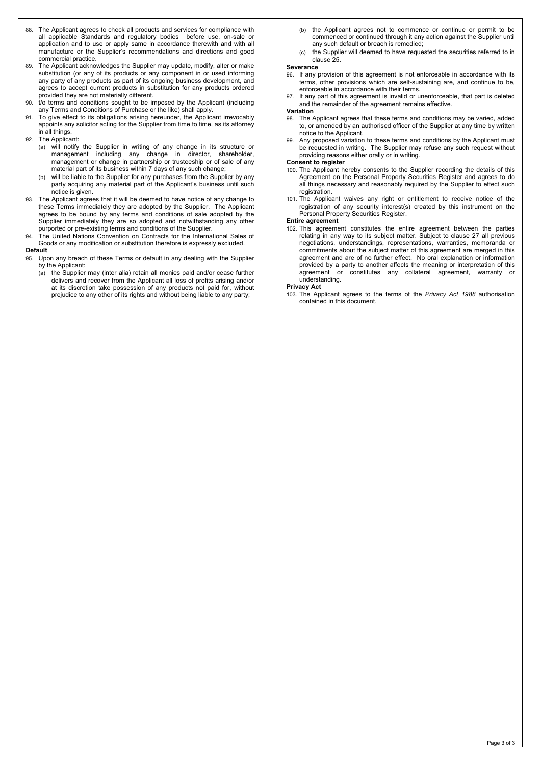88. The Applicant agrees to check all products and services for compliance with all applicable Standards and regulatory bodies before use, on-sale or application and to use or apply same in accordance therewith and with all manufacture or the Supplier's recommendations and directions and good commercial practice.
89. The Applicant acknowledges the Supplier may update, modify, alter or make substitution (or any of its products or any component in or used informing any party of any products as part of its ongoing business development, and agrees to accept current products in substitution for any products ordered provided they are not materially different.
90. t/o terms and conditions sought to be imposed by the Applicant (including any Terms and Conditions of Purchase or the like) shall apply.
91. To give effect to its obligations arising hereunder, the Applicant irrevocably appoints any solicitor acting for the Supplier from time to time, as its attorney in all things.
92. The Applicant:
    (a) will notify the Supplier in writing of any change in its structure or management including any change in director, shareholder, management or change in partnership or trusteeship or of sale of any material part of its business within 7 days of any such change;
    (b) will be liable to the Supplier for any purchases from the Supplier by any party acquiring any material part of the Applicant's business until such notice is given.
93. The Applicant agrees that it will be deemed to have notice of any change to these Terms immediately they are adopted by the Supplier. The Applicant agrees to be bound by any terms and conditions of sale adopted by the Supplier immediately they are so adopted and notwithstanding any other purported or pre-existing terms and conditions of the Supplier.
94. The United Nations Convention on Contracts for the International Sales of Goods or any modification or substitution therefore is expressly excluded.

**Default**

95. Upon any breach of these Terms or default in any dealing with the Supplier by the Applicant:
    (a) the Supplier may (inter alia) retain all monies paid and/or cease further delivers and recover from the Applicant all loss of profits arising and/or at its discretion take possession of any products not paid for, without prejudice to any other of its rights and without being liable to any party;
    (b) the Applicant agrees not to commence or continue or permit to be commenced or continued through it any action against the Supplier until any such default or breach is remedied;
    (c) the Supplier will deemed to have requested the securities referred to in clause 25.

**Severance**

96. If any provision of this agreement is not enforceable in accordance with its terms, other provisions which are self-sustaining are, and continue to be, enforceable in accordance with their terms.
97. If any part of this agreement is invalid or unenforceable, that part is deleted and the remainder of the agreement remains effective.

**Variation**

98. The Applicant agrees that these terms and conditions may be varied, added to, or amended by an authorised officer of the Supplier at any time by written notice to the Applicant.
99. Any proposed variation to these terms and conditions by the Applicant must be requested in writing. The Supplier may refuse any such request without providing reasons either orally or in writing.

**Consent to register**

100. The Applicant hereby consents to the Supplier recording the details of this Agreement on the Personal Property Securities Register and agrees to do all things necessary and reasonably required by the Supplier to effect such registration.
101. The Applicant waives any right or entitlement to receive notice of the registration of any security interest(s) created by this instrument on the Personal Property Securities Register.

**Entire agreement**

102. This agreement constitutes the entire agreement between the parties relating in any way to its subject matter. Subject to clause 27 all previous negotiations, understandings, representations, warranties, memoranda or commitments about the subject matter of this agreement are merged in this agreement and are of no further effect. No oral explanation or information provided by a party to another affects the meaning or interpretation of this agreement or constitutes any collateral agreement, warranty or understanding.

**Privacy Act**

103. The Applicant agrees to the terms of the *Privacy Act 1988* authorisation contained in this document.